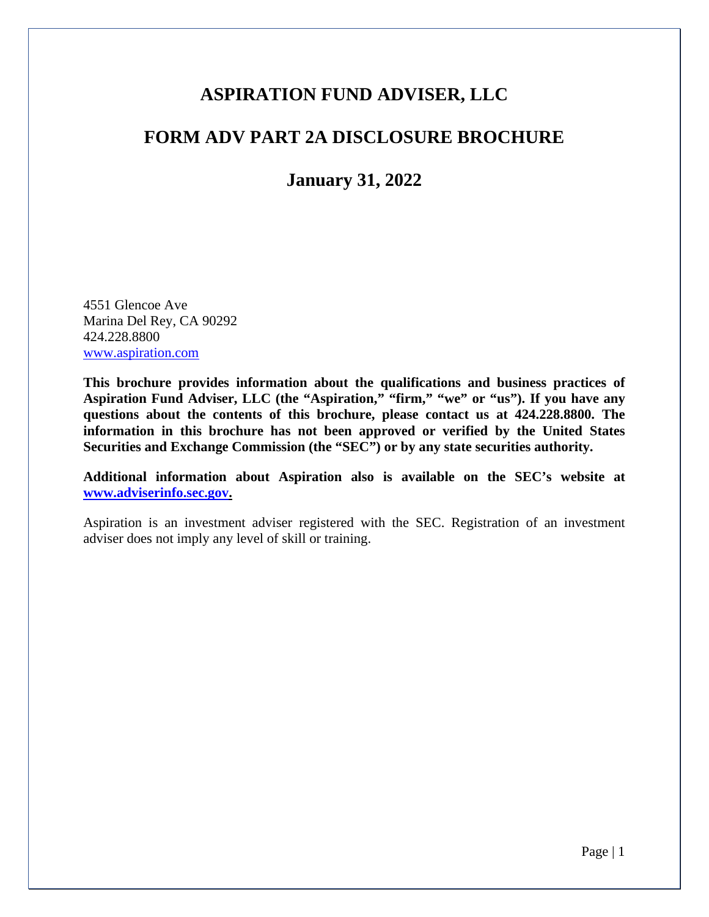# ASPIRATION FUND ADVISER, LLC

## FORM ADV PART 2A DISCLOSURE BROCHURE

### January 31, 2022

4551 Glencoe Ave
Marina Del Rey, CA 90292
424.228.8800
www.aspiration.com

**This brochure provides information about the qualifications and business practices of Aspiration Fund Adviser, LLC (the "Aspiration," "firm," "we" or "us"). If you have any questions about the contents of this brochure, please contact us at 424.228.8800. The information in this brochure has not been approved or verified by the United States Securities and Exchange Commission (the "SEC") or by any state securities authority.**

**Additional information about Aspiration also is available on the SEC's website at www.adviserinfo.sec.gov.**

Aspiration is an investment adviser registered with the SEC. Registration of an investment adviser does not imply any level of skill or training.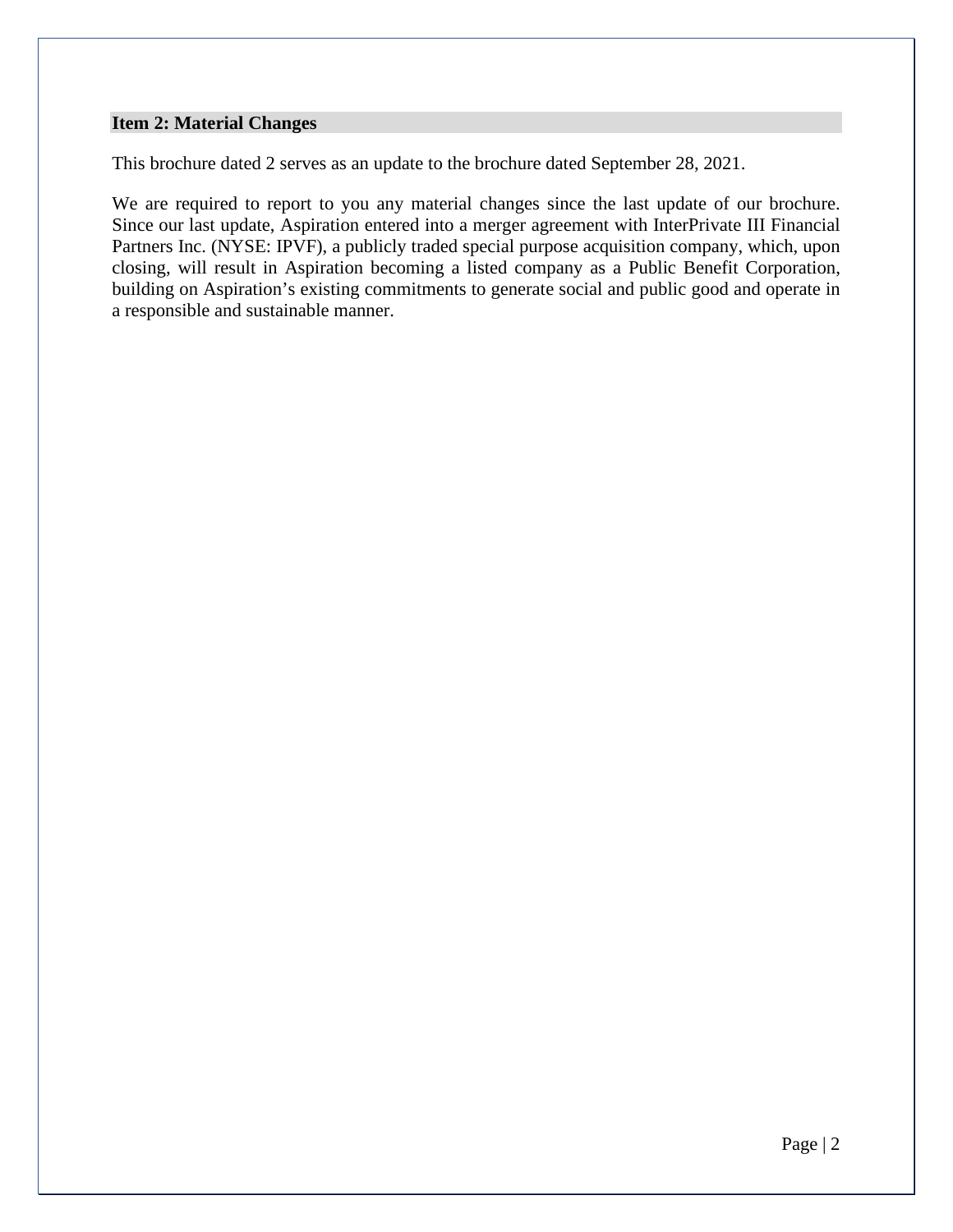## Item 2: Material Changes

This brochure dated 2 serves as an update to the brochure dated September 28, 2021.

We are required to report to you any material changes since the last update of our brochure. Since our last update, Aspiration entered into a merger agreement with InterPrivate III Financial Partners Inc. (NYSE: IPVF), a publicly traded special purpose acquisition company, which, upon closing, will result in Aspiration becoming a listed company as a Public Benefit Corporation, building on Aspiration's existing commitments to generate social and public good and operate in a responsible and sustainable manner.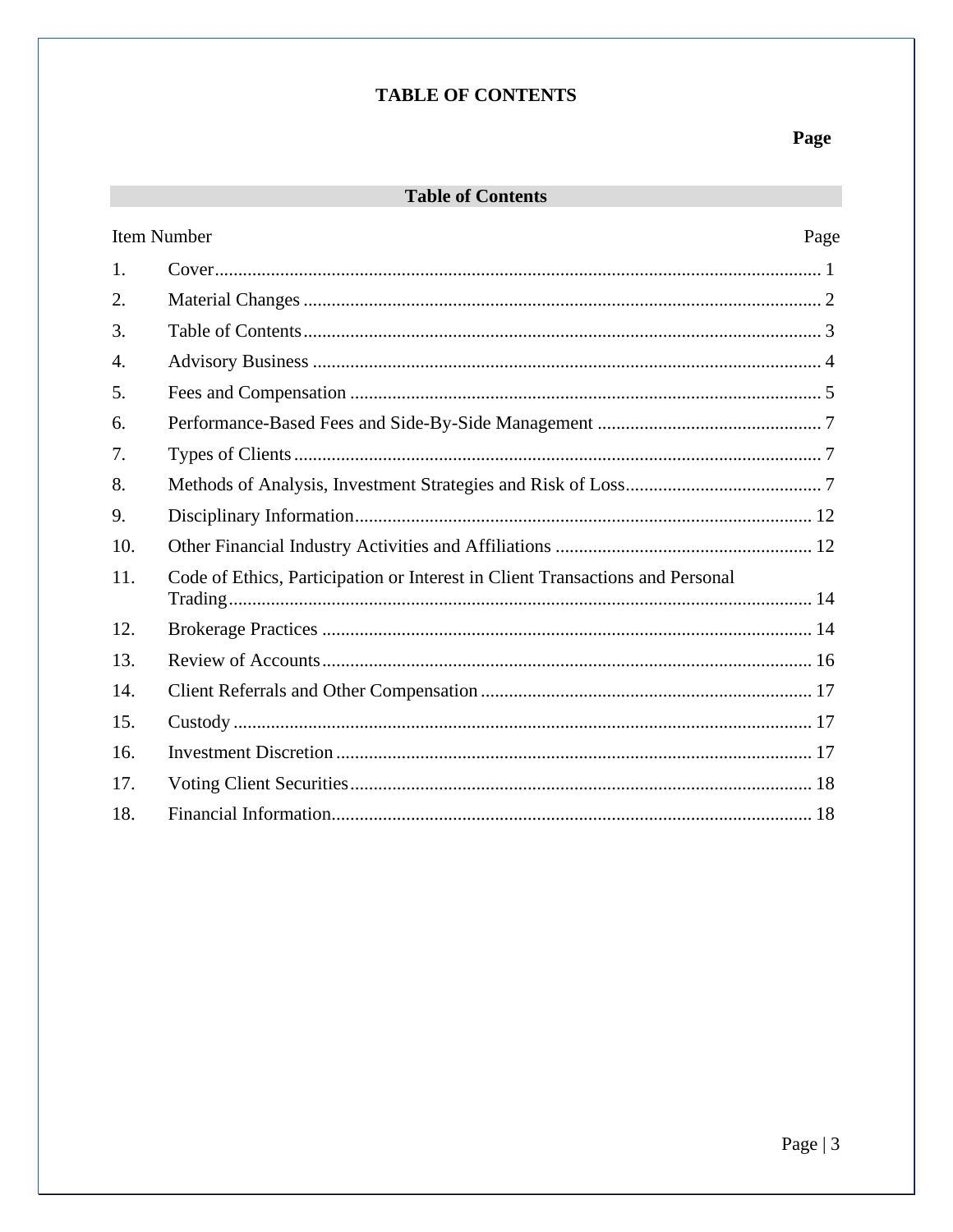# TABLE OF CONTENTS

**Page**

## Table of Contents

| Item Number | | Page |
|---|---|---|
| 1. | Cover | 1 |
| 2. | Material Changes | 2 |
| 3. | Table of Contents | 3 |
| 4. | Advisory Business | 4 |
| 5. | Fees and Compensation | 5 |
| 6. | Performance-Based Fees and Side-By-Side Management | 7 |
| 7. | Types of Clients | 7 |
| 8. | Methods of Analysis, Investment Strategies and Risk of Loss | 7 |
| 9. | Disciplinary Information | 12 |
| 10. | Other Financial Industry Activities and Affiliations | 12 |
| 11. | Code of Ethics, Participation or Interest in Client Transactions and Personal Trading | 14 |
| 12. | Brokerage Practices | 14 |
| 13. | Review of Accounts | 16 |
| 14. | Client Referrals and Other Compensation | 17 |
| 15. | Custody | 17 |
| 16. | Investment Discretion | 17 |
| 17. | Voting Client Securities | 18 |
| 18. | Financial Information | 18 |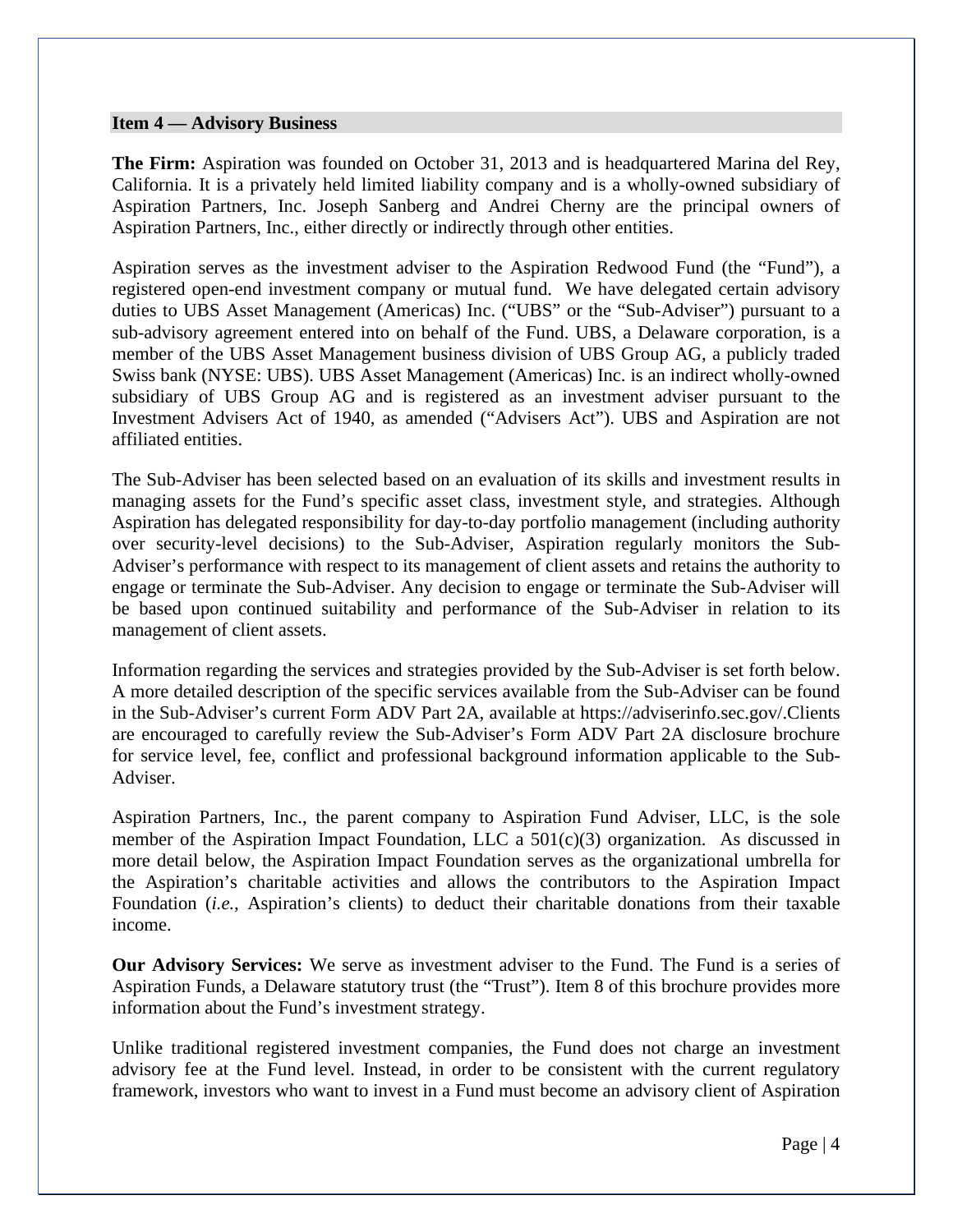## Item 4 — Advisory Business

**The Firm:** Aspiration was founded on October 31, 2013 and is headquartered Marina del Rey, California. It is a privately held limited liability company and is a wholly-owned subsidiary of Aspiration Partners, Inc. Joseph Sanberg and Andrei Cherny are the principal owners of Aspiration Partners, Inc., either directly or indirectly through other entities.

Aspiration serves as the investment adviser to the Aspiration Redwood Fund (the "Fund"), a registered open-end investment company or mutual fund. We have delegated certain advisory duties to UBS Asset Management (Americas) Inc. ("UBS" or the "Sub-Adviser") pursuant to a sub-advisory agreement entered into on behalf of the Fund. UBS, a Delaware corporation, is a member of the UBS Asset Management business division of UBS Group AG, a publicly traded Swiss bank (NYSE: UBS). UBS Asset Management (Americas) Inc. is an indirect wholly-owned subsidiary of UBS Group AG and is registered as an investment adviser pursuant to the Investment Advisers Act of 1940, as amended ("Advisers Act"). UBS and Aspiration are not affiliated entities.

The Sub-Adviser has been selected based on an evaluation of its skills and investment results in managing assets for the Fund's specific asset class, investment style, and strategies. Although Aspiration has delegated responsibility for day-to-day portfolio management (including authority over security-level decisions) to the Sub-Adviser, Aspiration regularly monitors the Sub-Adviser's performance with respect to its management of client assets and retains the authority to engage or terminate the Sub-Adviser. Any decision to engage or terminate the Sub-Adviser will be based upon continued suitability and performance of the Sub-Adviser in relation to its management of client assets.

Information regarding the services and strategies provided by the Sub-Adviser is set forth below. A more detailed description of the specific services available from the Sub-Adviser can be found in the Sub-Adviser's current Form ADV Part 2A, available at https://adviserinfo.sec.gov/.Clients are encouraged to carefully review the Sub-Adviser's Form ADV Part 2A disclosure brochure for service level, fee, conflict and professional background information applicable to the Sub-Adviser.

Aspiration Partners, Inc., the parent company to Aspiration Fund Adviser, LLC, is the sole member of the Aspiration Impact Foundation, LLC a 501(c)(3) organization. As discussed in more detail below, the Aspiration Impact Foundation serves as the organizational umbrella for the Aspiration's charitable activities and allows the contributors to the Aspiration Impact Foundation (*i.e.*, Aspiration's clients) to deduct their charitable donations from their taxable income.

**Our Advisory Services:** We serve as investment adviser to the Fund. The Fund is a series of Aspiration Funds, a Delaware statutory trust (the "Trust"). Item 8 of this brochure provides more information about the Fund's investment strategy.

Unlike traditional registered investment companies, the Fund does not charge an investment advisory fee at the Fund level. Instead, in order to be consistent with the current regulatory framework, investors who want to invest in a Fund must become an advisory client of Aspiration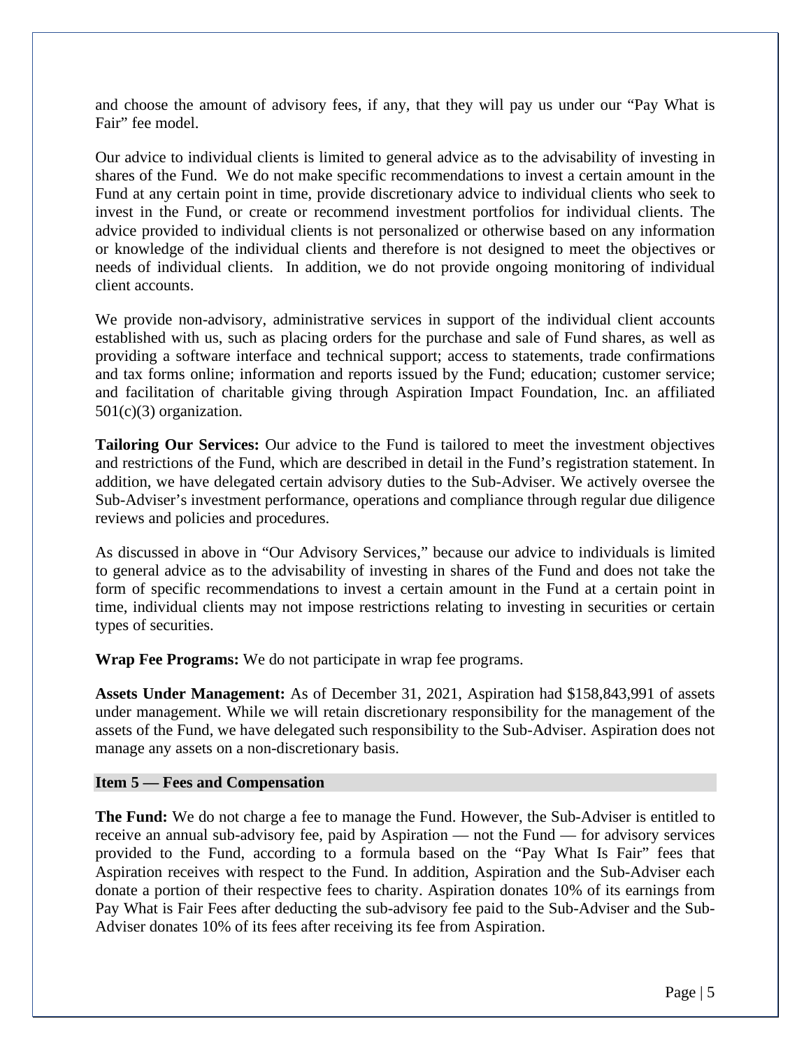and choose the amount of advisory fees, if any, that they will pay us under our "Pay What is Fair" fee model.

Our advice to individual clients is limited to general advice as to the advisability of investing in shares of the Fund. We do not make specific recommendations to invest a certain amount in the Fund at any certain point in time, provide discretionary advice to individual clients who seek to invest in the Fund, or create or recommend investment portfolios for individual clients. The advice provided to individual clients is not personalized or otherwise based on any information or knowledge of the individual clients and therefore is not designed to meet the objectives or needs of individual clients. In addition, we do not provide ongoing monitoring of individual client accounts.

We provide non-advisory, administrative services in support of the individual client accounts established with us, such as placing orders for the purchase and sale of Fund shares, as well as providing a software interface and technical support; access to statements, trade confirmations and tax forms online; information and reports issued by the Fund; education; customer service; and facilitation of charitable giving through Aspiration Impact Foundation, Inc. an affiliated 501(c)(3) organization.

**Tailoring Our Services:** Our advice to the Fund is tailored to meet the investment objectives and restrictions of the Fund, which are described in detail in the Fund's registration statement. In addition, we have delegated certain advisory duties to the Sub-Adviser. We actively oversee the Sub-Adviser's investment performance, operations and compliance through regular due diligence reviews and policies and procedures.

As discussed in above in "Our Advisory Services," because our advice to individuals is limited to general advice as to the advisability of investing in shares of the Fund and does not take the form of specific recommendations to invest a certain amount in the Fund at a certain point in time, individual clients may not impose restrictions relating to investing in securities or certain types of securities.

**Wrap Fee Programs:** We do not participate in wrap fee programs.

**Assets Under Management:** As of December 31, 2021, Aspiration had $158,843,991 of assets under management. While we will retain discretionary responsibility for the management of the assets of the Fund, we have delegated such responsibility to the Sub-Adviser. Aspiration does not manage any assets on a non-discretionary basis.

## Item 5 — Fees and Compensation

**The Fund:** We do not charge a fee to manage the Fund. However, the Sub-Adviser is entitled to receive an annual sub-advisory fee, paid by Aspiration — not the Fund — for advisory services provided to the Fund, according to a formula based on the "Pay What Is Fair" fees that Aspiration receives with respect to the Fund. In addition, Aspiration and the Sub-Adviser each donate a portion of their respective fees to charity. Aspiration donates 10% of its earnings from Pay What is Fair Fees after deducting the sub-advisory fee paid to the Sub-Adviser and the Sub-Adviser donates 10% of its fees after receiving its fee from Aspiration.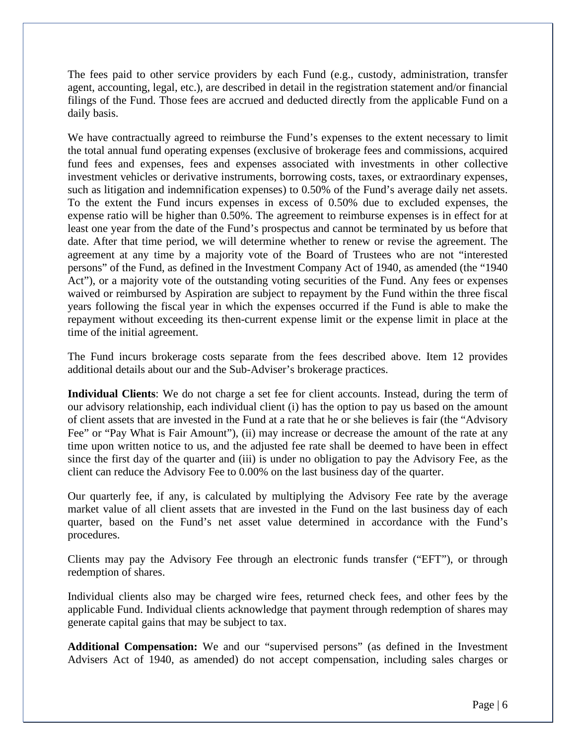The fees paid to other service providers by each Fund (e.g., custody, administration, transfer agent, accounting, legal, etc.), are described in detail in the registration statement and/or financial filings of the Fund. Those fees are accrued and deducted directly from the applicable Fund on a daily basis.

We have contractually agreed to reimburse the Fund's expenses to the extent necessary to limit the total annual fund operating expenses (exclusive of brokerage fees and commissions, acquired fund fees and expenses, fees and expenses associated with investments in other collective investment vehicles or derivative instruments, borrowing costs, taxes, or extraordinary expenses, such as litigation and indemnification expenses) to 0.50% of the Fund's average daily net assets. To the extent the Fund incurs expenses in excess of 0.50% due to excluded expenses, the expense ratio will be higher than 0.50%. The agreement to reimburse expenses is in effect for at least one year from the date of the Fund's prospectus and cannot be terminated by us before that date. After that time period, we will determine whether to renew or revise the agreement. The agreement at any time by a majority vote of the Board of Trustees who are not "interested persons" of the Fund, as defined in the Investment Company Act of 1940, as amended (the "1940 Act"), or a majority vote of the outstanding voting securities of the Fund. Any fees or expenses waived or reimbursed by Aspiration are subject to repayment by the Fund within the three fiscal years following the fiscal year in which the expenses occurred if the Fund is able to make the repayment without exceeding its then-current expense limit or the expense limit in place at the time of the initial agreement.

The Fund incurs brokerage costs separate from the fees described above. Item 12 provides additional details about our and the Sub-Adviser's brokerage practices.

**Individual Clients**: We do not charge a set fee for client accounts. Instead, during the term of our advisory relationship, each individual client (i) has the option to pay us based on the amount of client assets that are invested in the Fund at a rate that he or she believes is fair (the "Advisory Fee" or "Pay What is Fair Amount"), (ii) may increase or decrease the amount of the rate at any time upon written notice to us, and the adjusted fee rate shall be deemed to have been in effect since the first day of the quarter and (iii) is under no obligation to pay the Advisory Fee, as the client can reduce the Advisory Fee to 0.00% on the last business day of the quarter.

Our quarterly fee, if any, is calculated by multiplying the Advisory Fee rate by the average market value of all client assets that are invested in the Fund on the last business day of each quarter, based on the Fund's net asset value determined in accordance with the Fund's procedures.

Clients may pay the Advisory Fee through an electronic funds transfer ("EFT"), or through redemption of shares.

Individual clients also may be charged wire fees, returned check fees, and other fees by the applicable Fund. Individual clients acknowledge that payment through redemption of shares may generate capital gains that may be subject to tax.

**Additional Compensation:** We and our "supervised persons" (as defined in the Investment Advisers Act of 1940, as amended) do not accept compensation, including sales charges or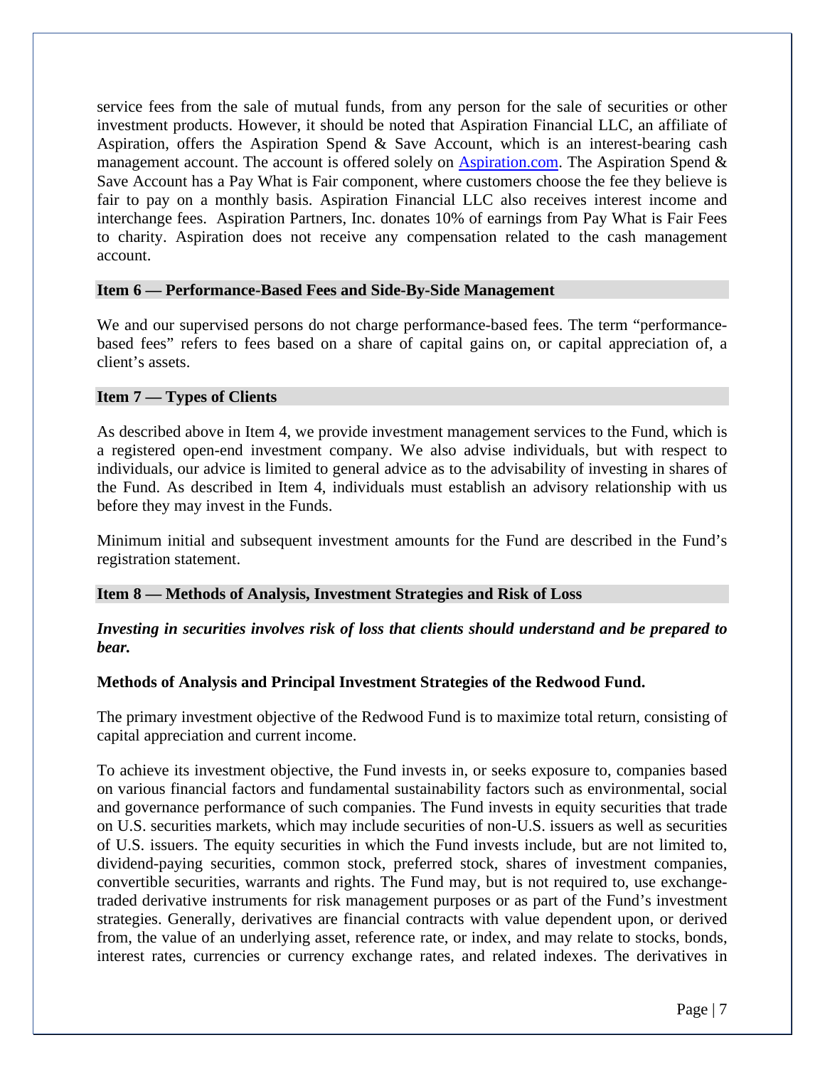service fees from the sale of mutual funds, from any person for the sale of securities or other investment products. However, it should be noted that Aspiration Financial LLC, an affiliate of Aspiration, offers the Aspiration Spend & Save Account, which is an interest-bearing cash management account. The account is offered solely on [Aspiration.com](Aspiration.com). The Aspiration Spend & Save Account has a Pay What is Fair component, where customers choose the fee they believe is fair to pay on a monthly basis. Aspiration Financial LLC also receives interest income and interchange fees. Aspiration Partners, Inc. donates 10% of earnings from Pay What is Fair Fees to charity. Aspiration does not receive any compensation related to the cash management account.

## Item 6 — Performance-Based Fees and Side-By-Side Management

We and our supervised persons do not charge performance-based fees. The term "performance-based fees" refers to fees based on a share of capital gains on, or capital appreciation of, a client's assets.

## Item 7 — Types of Clients

As described above in Item 4, we provide investment management services to the Fund, which is a registered open-end investment company. We also advise individuals, but with respect to individuals, our advice is limited to general advice as to the advisability of investing in shares of the Fund. As described in Item 4, individuals must establish an advisory relationship with us before they may invest in the Funds.

Minimum initial and subsequent investment amounts for the Fund are described in the Fund's registration statement.

## Item 8 — Methods of Analysis, Investment Strategies and Risk of Loss

***Investing in securities involves risk of loss that clients should understand and be prepared to bear.***

**Methods of Analysis and Principal Investment Strategies of the Redwood Fund.**

The primary investment objective of the Redwood Fund is to maximize total return, consisting of capital appreciation and current income.

To achieve its investment objective, the Fund invests in, or seeks exposure to, companies based on various financial factors and fundamental sustainability factors such as environmental, social and governance performance of such companies. The Fund invests in equity securities that trade on U.S. securities markets, which may include securities of non-U.S. issuers as well as securities of U.S. issuers. The equity securities in which the Fund invests include, but are not limited to, dividend-paying securities, common stock, preferred stock, shares of investment companies, convertible securities, warrants and rights. The Fund may, but is not required to, use exchange-traded derivative instruments for risk management purposes or as part of the Fund's investment strategies. Generally, derivatives are financial contracts with value dependent upon, or derived from, the value of an underlying asset, reference rate, or index, and may relate to stocks, bonds, interest rates, currencies or currency exchange rates, and related indexes. The derivatives in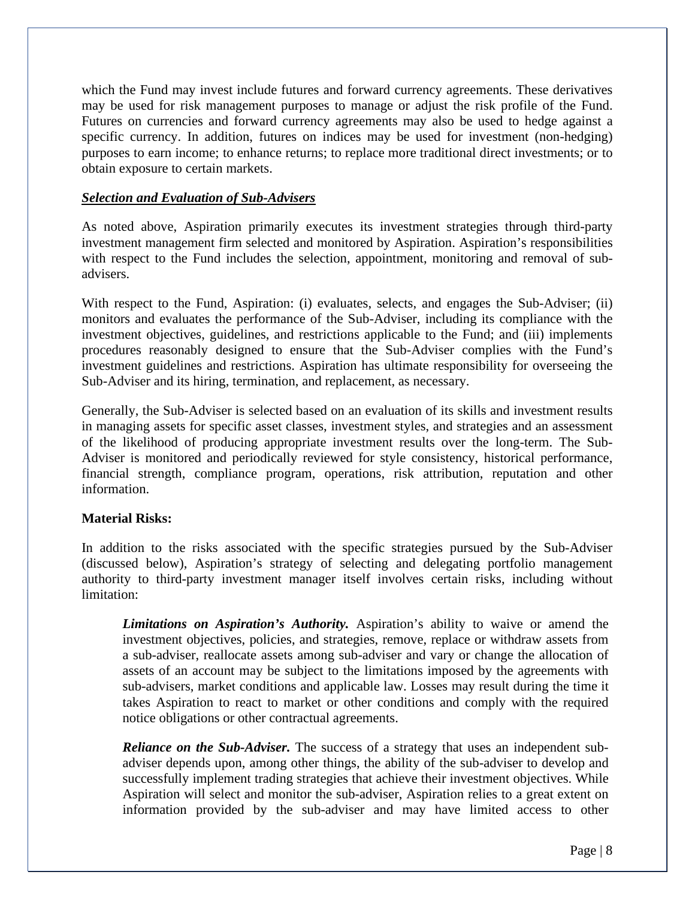which the Fund may invest include futures and forward currency agreements. These derivatives may be used for risk management purposes to manage or adjust the risk profile of the Fund. Futures on currencies and forward currency agreements may also be used to hedge against a specific currency. In addition, futures on indices may be used for investment (non-hedging) purposes to earn income; to enhance returns; to replace more traditional direct investments; or to obtain exposure to certain markets.

***Selection and Evaluation of Sub-Advisers***

As noted above, Aspiration primarily executes its investment strategies through third-party investment management firm selected and monitored by Aspiration. Aspiration's responsibilities with respect to the Fund includes the selection, appointment, monitoring and removal of sub-advisers.

With respect to the Fund, Aspiration: (i) evaluates, selects, and engages the Sub-Adviser; (ii) monitors and evaluates the performance of the Sub-Adviser, including its compliance with the investment objectives, guidelines, and restrictions applicable to the Fund; and (iii) implements procedures reasonably designed to ensure that the Sub-Adviser complies with the Fund's investment guidelines and restrictions. Aspiration has ultimate responsibility for overseeing the Sub-Adviser and its hiring, termination, and replacement, as necessary.

Generally, the Sub-Adviser is selected based on an evaluation of its skills and investment results in managing assets for specific asset classes, investment styles, and strategies and an assessment of the likelihood of producing appropriate investment results over the long-term. The Sub-Adviser is monitored and periodically reviewed for style consistency, historical performance, financial strength, compliance program, operations, risk attribution, reputation and other information.

**Material Risks:**

In addition to the risks associated with the specific strategies pursued by the Sub-Adviser (discussed below), Aspiration's strategy of selecting and delegating portfolio management authority to third-party investment manager itself involves certain risks, including without limitation:

> ***Limitations on Aspiration's Authority.*** Aspiration's ability to waive or amend the investment objectives, policies, and strategies, remove, replace or withdraw assets from a sub-adviser, reallocate assets among sub-adviser and vary or change the allocation of assets of an account may be subject to the limitations imposed by the agreements with sub-advisers, market conditions and applicable law. Losses may result during the time it takes Aspiration to react to market or other conditions and comply with the required notice obligations or other contractual agreements.
>
> ***Reliance on the Sub-Adviser.*** The success of a strategy that uses an independent sub-adviser depends upon, among other things, the ability of the sub-adviser to develop and successfully implement trading strategies that achieve their investment objectives. While Aspiration will select and monitor the sub-adviser, Aspiration relies to a great extent on information provided by the sub-adviser and may have limited access to other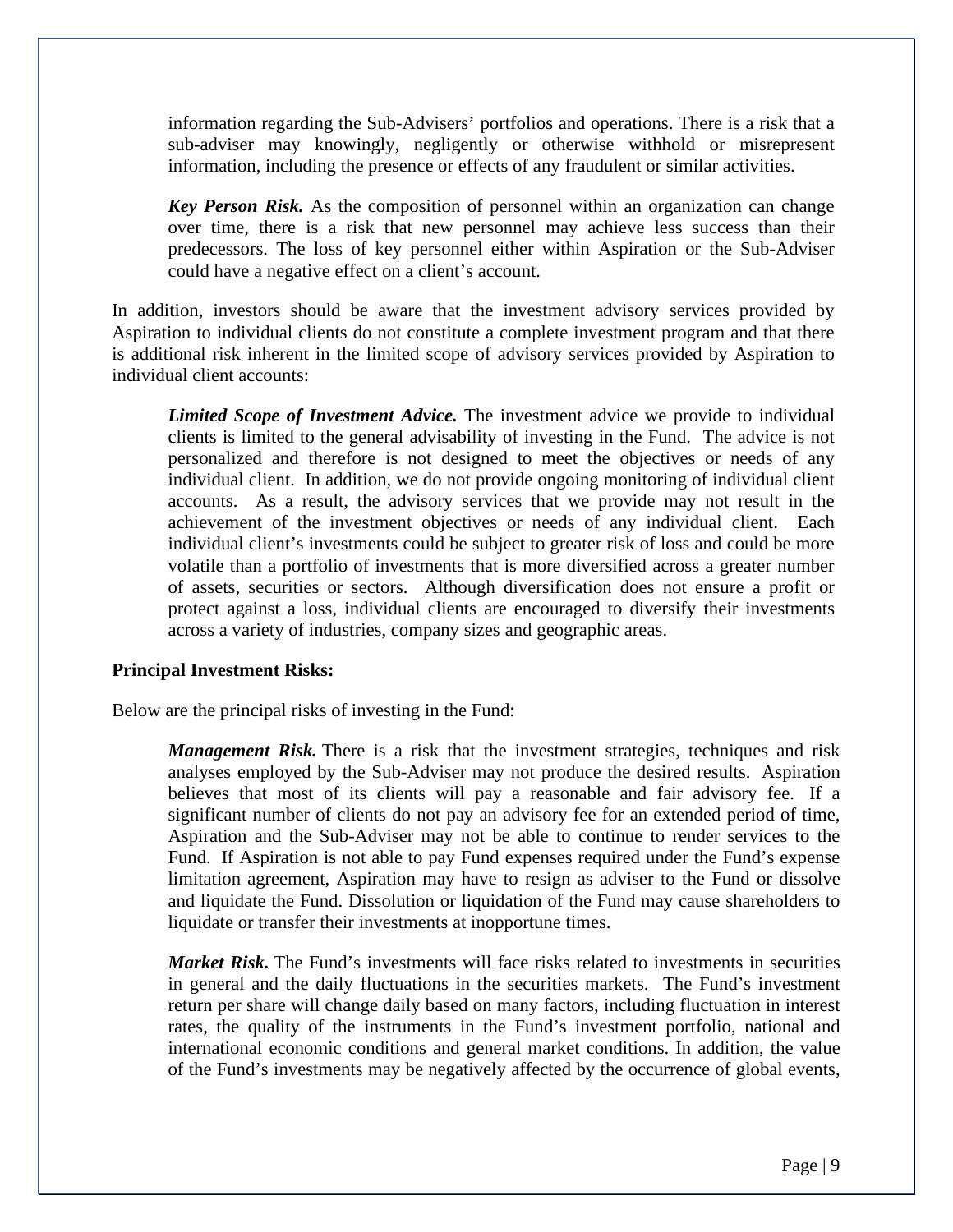information regarding the Sub-Advisers' portfolios and operations. There is a risk that a sub-adviser may knowingly, negligently or otherwise withhold or misrepresent information, including the presence or effects of any fraudulent or similar activities.

***Key Person Risk.*** As the composition of personnel within an organization can change over time, there is a risk that new personnel may achieve less success than their predecessors. The loss of key personnel either within Aspiration or the Sub-Adviser could have a negative effect on a client's account.

In addition, investors should be aware that the investment advisory services provided by Aspiration to individual clients do not constitute a complete investment program and that there is additional risk inherent in the limited scope of advisory services provided by Aspiration to individual client accounts:

***Limited Scope of Investment Advice.*** The investment advice we provide to individual clients is limited to the general advisability of investing in the Fund. The advice is not personalized and therefore is not designed to meet the objectives or needs of any individual client. In addition, we do not provide ongoing monitoring of individual client accounts. As a result, the advisory services that we provide may not result in the achievement of the investment objectives or needs of any individual client. Each individual client's investments could be subject to greater risk of loss and could be more volatile than a portfolio of investments that is more diversified across a greater number of assets, securities or sectors. Although diversification does not ensure a profit or protect against a loss, individual clients are encouraged to diversify their investments across a variety of industries, company sizes and geographic areas.

**Principal Investment Risks:**

Below are the principal risks of investing in the Fund:

***Management Risk.*** There is a risk that the investment strategies, techniques and risk analyses employed by the Sub-Adviser may not produce the desired results. Aspiration believes that most of its clients will pay a reasonable and fair advisory fee. If a significant number of clients do not pay an advisory fee for an extended period of time, Aspiration and the Sub-Adviser may not be able to continue to render services to the Fund. If Aspiration is not able to pay Fund expenses required under the Fund's expense limitation agreement, Aspiration may have to resign as adviser to the Fund or dissolve and liquidate the Fund. Dissolution or liquidation of the Fund may cause shareholders to liquidate or transfer their investments at inopportune times.

***Market Risk.*** The Fund's investments will face risks related to investments in securities in general and the daily fluctuations in the securities markets. The Fund's investment return per share will change daily based on many factors, including fluctuation in interest rates, the quality of the instruments in the Fund's investment portfolio, national and international economic conditions and general market conditions. In addition, the value of the Fund's investments may be negatively affected by the occurrence of global events,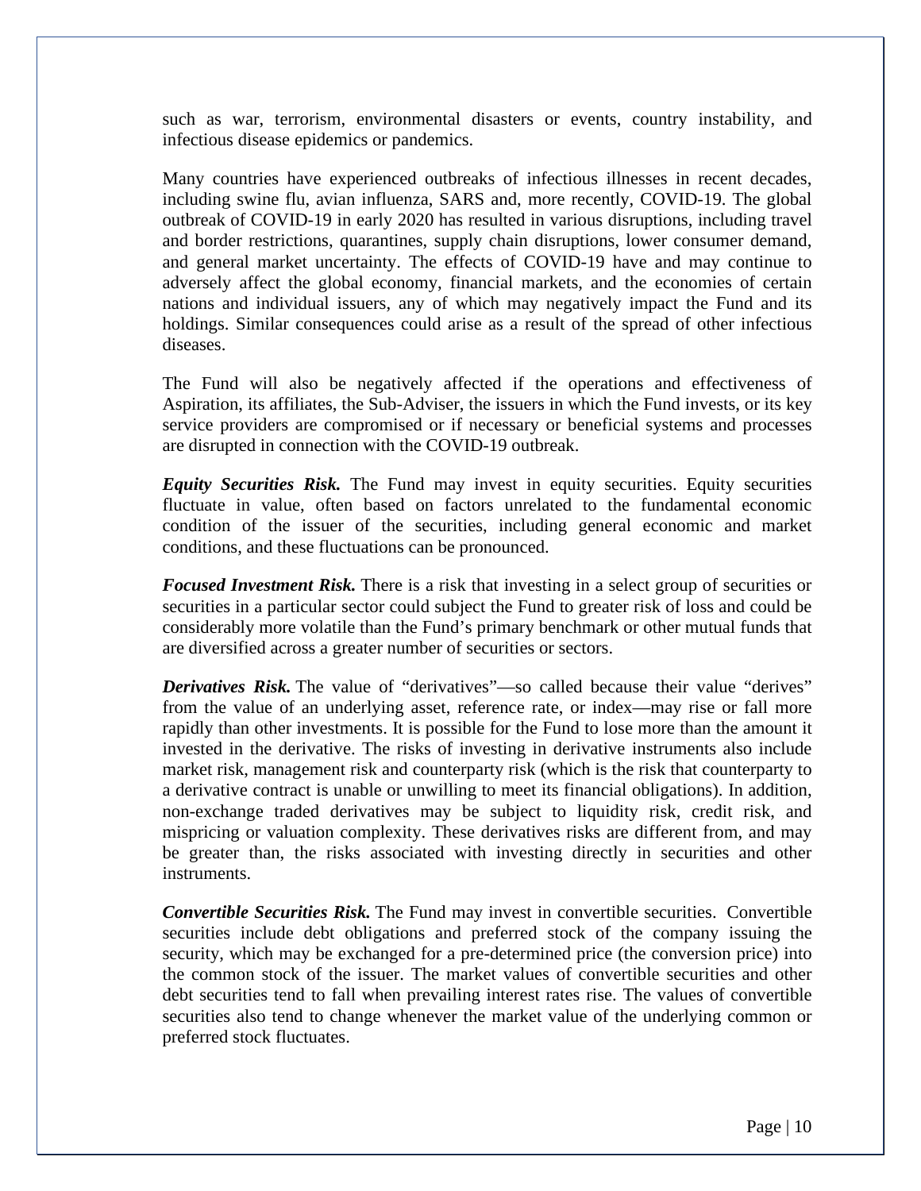such as war, terrorism, environmental disasters or events, country instability, and infectious disease epidemics or pandemics.

Many countries have experienced outbreaks of infectious illnesses in recent decades, including swine flu, avian influenza, SARS and, more recently, COVID-19. The global outbreak of COVID-19 in early 2020 has resulted in various disruptions, including travel and border restrictions, quarantines, supply chain disruptions, lower consumer demand, and general market uncertainty. The effects of COVID-19 have and may continue to adversely affect the global economy, financial markets, and the economies of certain nations and individual issuers, any of which may negatively impact the Fund and its holdings. Similar consequences could arise as a result of the spread of other infectious diseases.

The Fund will also be negatively affected if the operations and effectiveness of Aspiration, its affiliates, the Sub-Adviser, the issuers in which the Fund invests, or its key service providers are compromised or if necessary or beneficial systems and processes are disrupted in connection with the COVID-19 outbreak.

***Equity Securities Risk.*** The Fund may invest in equity securities. Equity securities fluctuate in value, often based on factors unrelated to the fundamental economic condition of the issuer of the securities, including general economic and market conditions, and these fluctuations can be pronounced.

***Focused Investment Risk.*** There is a risk that investing in a select group of securities or securities in a particular sector could subject the Fund to greater risk of loss and could be considerably more volatile than the Fund's primary benchmark or other mutual funds that are diversified across a greater number of securities or sectors.

***Derivatives Risk.*** The value of "derivatives"—so called because their value "derives" from the value of an underlying asset, reference rate, or index—may rise or fall more rapidly than other investments. It is possible for the Fund to lose more than the amount it invested in the derivative. The risks of investing in derivative instruments also include market risk, management risk and counterparty risk (which is the risk that counterparty to a derivative contract is unable or unwilling to meet its financial obligations). In addition, non-exchange traded derivatives may be subject to liquidity risk, credit risk, and mispricing or valuation complexity. These derivatives risks are different from, and may be greater than, the risks associated with investing directly in securities and other instruments.

***Convertible Securities Risk.*** The Fund may invest in convertible securities. Convertible securities include debt obligations and preferred stock of the company issuing the security, which may be exchanged for a pre-determined price (the conversion price) into the common stock of the issuer. The market values of convertible securities and other debt securities tend to fall when prevailing interest rates rise. The values of convertible securities also tend to change whenever the market value of the underlying common or preferred stock fluctuates.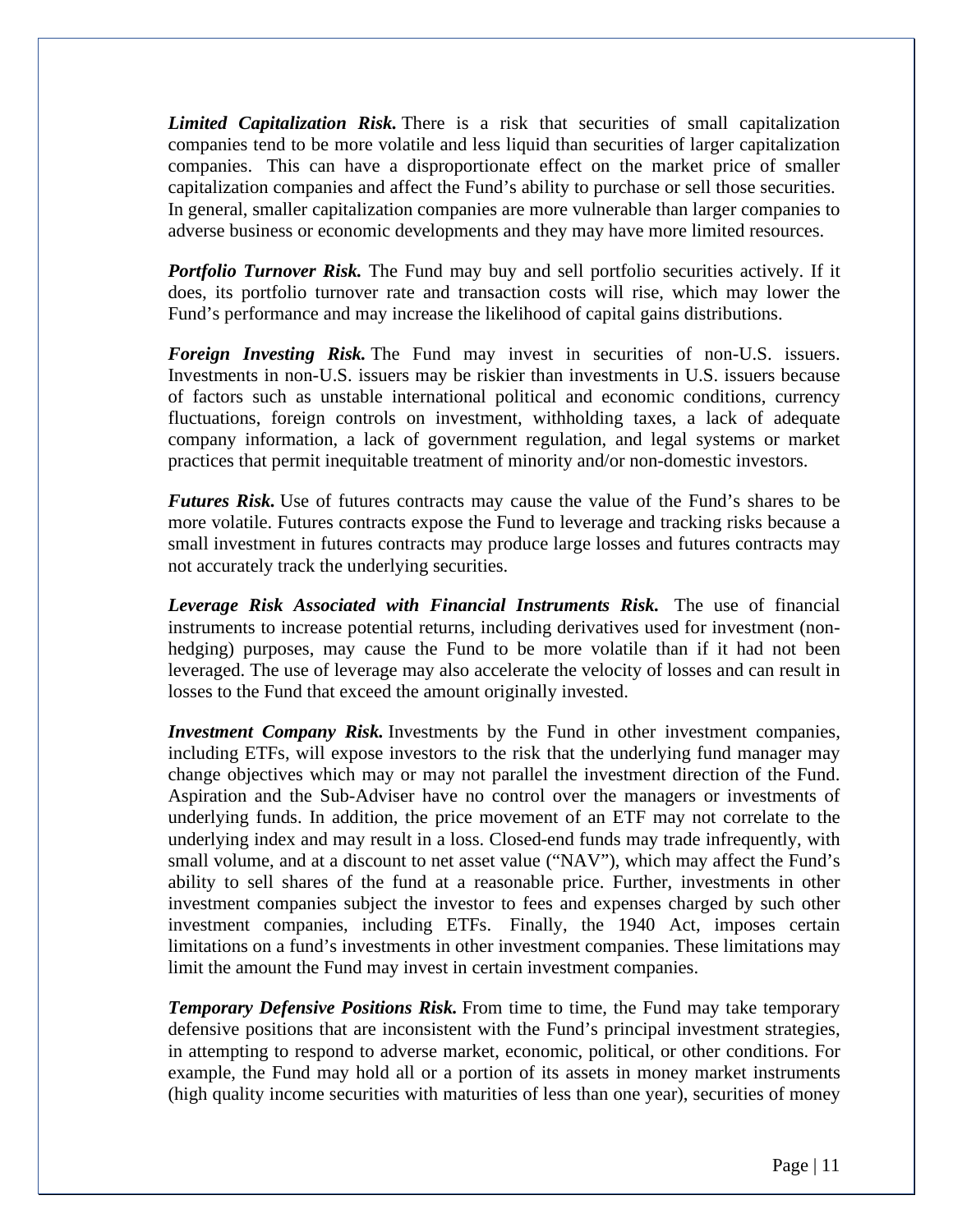***Limited Capitalization Risk.*** There is a risk that securities of small capitalization companies tend to be more volatile and less liquid than securities of larger capitalization companies. This can have a disproportionate effect on the market price of smaller capitalization companies and affect the Fund's ability to purchase or sell those securities. In general, smaller capitalization companies are more vulnerable than larger companies to adverse business or economic developments and they may have more limited resources.

***Portfolio Turnover Risk.*** The Fund may buy and sell portfolio securities actively. If it does, its portfolio turnover rate and transaction costs will rise, which may lower the Fund's performance and may increase the likelihood of capital gains distributions.

***Foreign Investing Risk.*** The Fund may invest in securities of non-U.S. issuers. Investments in non-U.S. issuers may be riskier than investments in U.S. issuers because of factors such as unstable international political and economic conditions, currency fluctuations, foreign controls on investment, withholding taxes, a lack of adequate company information, a lack of government regulation, and legal systems or market practices that permit inequitable treatment of minority and/or non-domestic investors.

***Futures Risk.*** Use of futures contracts may cause the value of the Fund's shares to be more volatile. Futures contracts expose the Fund to leverage and tracking risks because a small investment in futures contracts may produce large losses and futures contracts may not accurately track the underlying securities.

***Leverage Risk Associated with Financial Instruments Risk.*** The use of financial instruments to increase potential returns, including derivatives used for investment (non-hedging) purposes, may cause the Fund to be more volatile than if it had not been leveraged. The use of leverage may also accelerate the velocity of losses and can result in losses to the Fund that exceed the amount originally invested.

***Investment Company Risk.*** Investments by the Fund in other investment companies, including ETFs, will expose investors to the risk that the underlying fund manager may change objectives which may or may not parallel the investment direction of the Fund. Aspiration and the Sub-Adviser have no control over the managers or investments of underlying funds. In addition, the price movement of an ETF may not correlate to the underlying index and may result in a loss. Closed-end funds may trade infrequently, with small volume, and at a discount to net asset value ("NAV"), which may affect the Fund's ability to sell shares of the fund at a reasonable price. Further, investments in other investment companies subject the investor to fees and expenses charged by such other investment companies, including ETFs. Finally, the 1940 Act, imposes certain limitations on a fund's investments in other investment companies. These limitations may limit the amount the Fund may invest in certain investment companies.

***Temporary Defensive Positions Risk.*** From time to time, the Fund may take temporary defensive positions that are inconsistent with the Fund's principal investment strategies, in attempting to respond to adverse market, economic, political, or other conditions. For example, the Fund may hold all or a portion of its assets in money market instruments (high quality income securities with maturities of less than one year), securities of money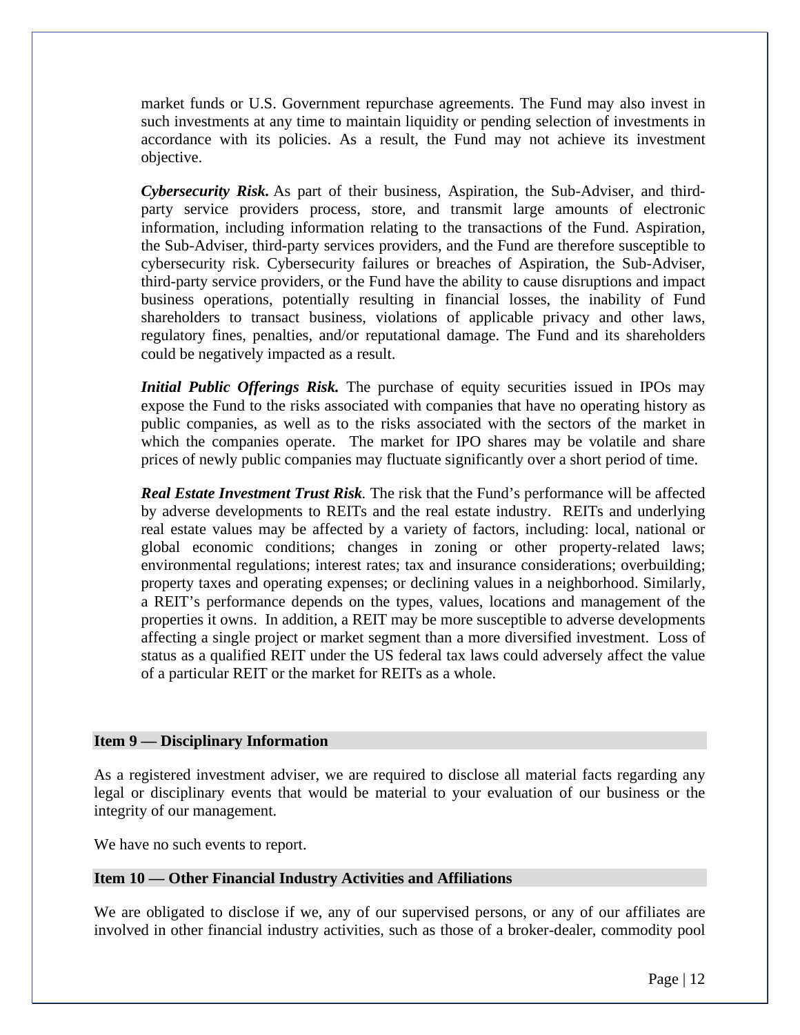market funds or U.S. Government repurchase agreements. The Fund may also invest in such investments at any time to maintain liquidity or pending selection of investments in accordance with its policies. As a result, the Fund may not achieve its investment objective.

***Cybersecurity Risk.*** As part of their business, Aspiration, the Sub-Adviser, and third-party service providers process, store, and transmit large amounts of electronic information, including information relating to the transactions of the Fund. Aspiration, the Sub-Adviser, third-party services providers, and the Fund are therefore susceptible to cybersecurity risk. Cybersecurity failures or breaches of Aspiration, the Sub-Adviser, third-party service providers, or the Fund have the ability to cause disruptions and impact business operations, potentially resulting in financial losses, the inability of Fund shareholders to transact business, violations of applicable privacy and other laws, regulatory fines, penalties, and/or reputational damage. The Fund and its shareholders could be negatively impacted as a result.

***Initial Public Offerings Risk.*** The purchase of equity securities issued in IPOs may expose the Fund to the risks associated with companies that have no operating history as public companies, as well as to the risks associated with the sectors of the market in which the companies operate. The market for IPO shares may be volatile and share prices of newly public companies may fluctuate significantly over a short period of time.

***Real Estate Investment Trust Risk***. The risk that the Fund's performance will be affected by adverse developments to REITs and the real estate industry. REITs and underlying real estate values may be affected by a variety of factors, including: local, national or global economic conditions; changes in zoning or other property-related laws; environmental regulations; interest rates; tax and insurance considerations; overbuilding; property taxes and operating expenses; or declining values in a neighborhood. Similarly, a REIT's performance depends on the types, values, locations and management of the properties it owns. In addition, a REIT may be more susceptible to adverse developments affecting a single project or market segment than a more diversified investment. Loss of status as a qualified REIT under the US federal tax laws could adversely affect the value of a particular REIT or the market for REITs as a whole.

## Item 9 — Disciplinary Information

As a registered investment adviser, we are required to disclose all material facts regarding any legal or disciplinary events that would be material to your evaluation of our business or the integrity of our management.

We have no such events to report.

## Item 10 — Other Financial Industry Activities and Affiliations

We are obligated to disclose if we, any of our supervised persons, or any of our affiliates are involved in other financial industry activities, such as those of a broker-dealer, commodity pool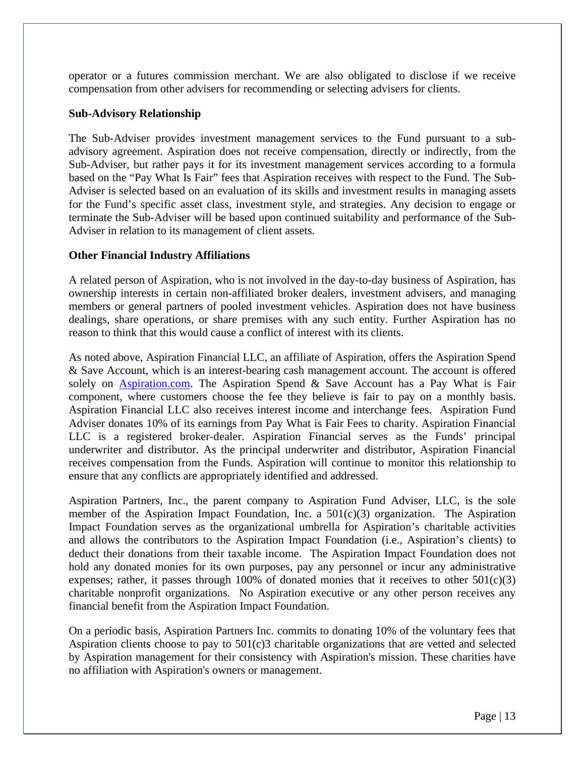operator or a futures commission merchant. We are also obligated to disclose if we receive compensation from other advisers for recommending or selecting advisers for clients.

**Sub-Advisory Relationship**

The Sub-Adviser provides investment management services to the Fund pursuant to a sub-advisory agreement. Aspiration does not receive compensation, directly or indirectly, from the Sub-Adviser, but rather pays it for its investment management services according to a formula based on the "Pay What Is Fair" fees that Aspiration receives with respect to the Fund. The Sub-Adviser is selected based on an evaluation of its skills and investment results in managing assets for the Fund's specific asset class, investment style, and strategies. Any decision to engage or terminate the Sub-Adviser will be based upon continued suitability and performance of the Sub-Adviser in relation to its management of client assets.

**Other Financial Industry Affiliations**

A related person of Aspiration, who is not involved in the day-to-day business of Aspiration, has ownership interests in certain non-affiliated broker dealers, investment advisers, and managing members or general partners of pooled investment vehicles. Aspiration does not have business dealings, share operations, or share premises with any such entity. Further Aspiration has no reason to think that this would cause a conflict of interest with its clients.

As noted above, Aspiration Financial LLC, an affiliate of Aspiration, offers the Aspiration Spend & Save Account, which is an interest-bearing cash management account. The account is offered solely on [Aspiration.com](Aspiration.com). The Aspiration Spend & Save Account has a Pay What is Fair component, where customers choose the fee they believe is fair to pay on a monthly basis. Aspiration Financial LLC also receives interest income and interchange fees. Aspiration Fund Adviser donates 10% of its earnings from Pay What is Fair Fees to charity. Aspiration Financial LLC is a registered broker-dealer. Aspiration Financial serves as the Funds' principal underwriter and distributor. As the principal underwriter and distributor, Aspiration Financial receives compensation from the Funds. Aspiration will continue to monitor this relationship to ensure that any conflicts are appropriately identified and addressed.

Aspiration Partners, Inc., the parent company to Aspiration Fund Adviser, LLC, is the sole member of the Aspiration Impact Foundation, Inc. a 501(c)(3) organization. The Aspiration Impact Foundation serves as the organizational umbrella for Aspiration's charitable activities and allows the contributors to the Aspiration Impact Foundation (i.e., Aspiration's clients) to deduct their donations from their taxable income. The Aspiration Impact Foundation does not hold any donated monies for its own purposes, pay any personnel or incur any administrative expenses; rather, it passes through 100% of donated monies that it receives to other 501(c)(3) charitable nonprofit organizations. No Aspiration executive or any other person receives any financial benefit from the Aspiration Impact Foundation.

On a periodic basis, Aspiration Partners Inc. commits to donating 10% of the voluntary fees that Aspiration clients choose to pay to 501(c)3 charitable organizations that are vetted and selected by Aspiration management for their consistency with Aspiration's mission. These charities have no affiliation with Aspiration's owners or management.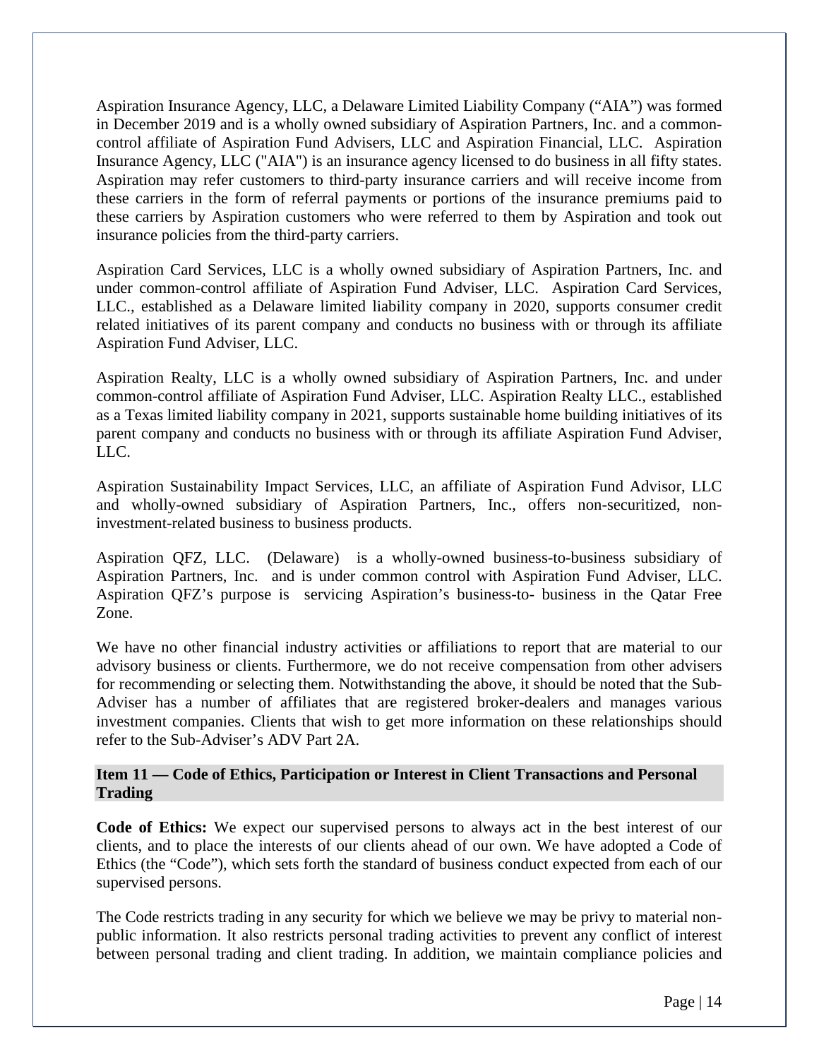Aspiration Insurance Agency, LLC, a Delaware Limited Liability Company ("AIA") was formed in December 2019 and is a wholly owned subsidiary of Aspiration Partners, Inc. and a common-control affiliate of Aspiration Fund Advisers, LLC and Aspiration Financial, LLC. Aspiration Insurance Agency, LLC ("AIA") is an insurance agency licensed to do business in all fifty states. Aspiration may refer customers to third-party insurance carriers and will receive income from these carriers in the form of referral payments or portions of the insurance premiums paid to these carriers by Aspiration customers who were referred to them by Aspiration and took out insurance policies from the third-party carriers.

Aspiration Card Services, LLC is a wholly owned subsidiary of Aspiration Partners, Inc. and under common-control affiliate of Aspiration Fund Adviser, LLC. Aspiration Card Services, LLC., established as a Delaware limited liability company in 2020, supports consumer credit related initiatives of its parent company and conducts no business with or through its affiliate Aspiration Fund Adviser, LLC.

Aspiration Realty, LLC is a wholly owned subsidiary of Aspiration Partners, Inc. and under common-control affiliate of Aspiration Fund Adviser, LLC. Aspiration Realty LLC., established as a Texas limited liability company in 2021, supports sustainable home building initiatives of its parent company and conducts no business with or through its affiliate Aspiration Fund Adviser, LLC.

Aspiration Sustainability Impact Services, LLC, an affiliate of Aspiration Fund Advisor, LLC and wholly-owned subsidiary of Aspiration Partners, Inc., offers non-securitized, non-investment-related business to business products.

Aspiration QFZ, LLC. (Delaware) is a wholly-owned business-to-business subsidiary of Aspiration Partners, Inc. and is under common control with Aspiration Fund Adviser, LLC. Aspiration QFZ's purpose is servicing Aspiration's business-to- business in the Qatar Free Zone.

We have no other financial industry activities or affiliations to report that are material to our advisory business or clients. Furthermore, we do not receive compensation from other advisers for recommending or selecting them. Notwithstanding the above, it should be noted that the Sub-Adviser has a number of affiliates that are registered broker-dealers and manages various investment companies. Clients that wish to get more information on these relationships should refer to the Sub-Adviser's ADV Part 2A.

## Item 11 — Code of Ethics, Participation or Interest in Client Transactions and Personal Trading

**Code of Ethics:** We expect our supervised persons to always act in the best interest of our clients, and to place the interests of our clients ahead of our own. We have adopted a Code of Ethics (the "Code"), which sets forth the standard of business conduct expected from each of our supervised persons.

The Code restricts trading in any security for which we believe we may be privy to material non-public information. It also restricts personal trading activities to prevent any conflict of interest between personal trading and client trading. In addition, we maintain compliance policies and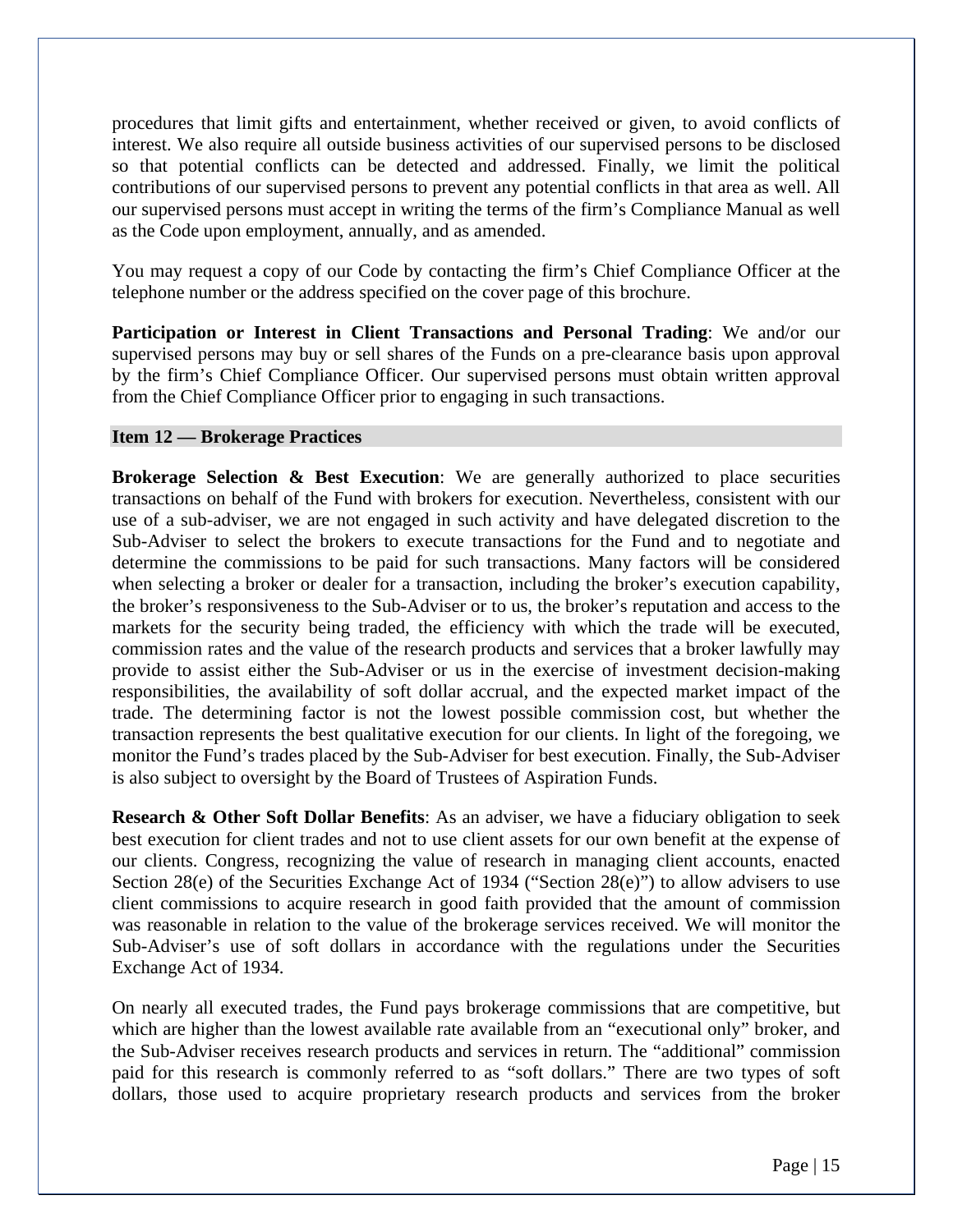procedures that limit gifts and entertainment, whether received or given, to avoid conflicts of interest. We also require all outside business activities of our supervised persons to be disclosed so that potential conflicts can be detected and addressed. Finally, we limit the political contributions of our supervised persons to prevent any potential conflicts in that area as well. All our supervised persons must accept in writing the terms of the firm's Compliance Manual as well as the Code upon employment, annually, and as amended.

You may request a copy of our Code by contacting the firm's Chief Compliance Officer at the telephone number or the address specified on the cover page of this brochure.

**Participation or Interest in Client Transactions and Personal Trading**: We and/or our supervised persons may buy or sell shares of the Funds on a pre-clearance basis upon approval by the firm's Chief Compliance Officer. Our supervised persons must obtain written approval from the Chief Compliance Officer prior to engaging in such transactions.

## Item 12 — Brokerage Practices

**Brokerage Selection & Best Execution**: We are generally authorized to place securities transactions on behalf of the Fund with brokers for execution. Nevertheless, consistent with our use of a sub-adviser, we are not engaged in such activity and have delegated discretion to the Sub-Adviser to select the brokers to execute transactions for the Fund and to negotiate and determine the commissions to be paid for such transactions. Many factors will be considered when selecting a broker or dealer for a transaction, including the broker's execution capability, the broker's responsiveness to the Sub-Adviser or to us, the broker's reputation and access to the markets for the security being traded, the efficiency with which the trade will be executed, commission rates and the value of the research products and services that a broker lawfully may provide to assist either the Sub-Adviser or us in the exercise of investment decision-making responsibilities, the availability of soft dollar accrual, and the expected market impact of the trade. The determining factor is not the lowest possible commission cost, but whether the transaction represents the best qualitative execution for our clients. In light of the foregoing, we monitor the Fund's trades placed by the Sub-Adviser for best execution. Finally, the Sub-Adviser is also subject to oversight by the Board of Trustees of Aspiration Funds.

**Research & Other Soft Dollar Benefits**: As an adviser, we have a fiduciary obligation to seek best execution for client trades and not to use client assets for our own benefit at the expense of our clients. Congress, recognizing the value of research in managing client accounts, enacted Section 28(e) of the Securities Exchange Act of 1934 ("Section 28(e)") to allow advisers to use client commissions to acquire research in good faith provided that the amount of commission was reasonable in relation to the value of the brokerage services received. We will monitor the Sub-Adviser's use of soft dollars in accordance with the regulations under the Securities Exchange Act of 1934.

On nearly all executed trades, the Fund pays brokerage commissions that are competitive, but which are higher than the lowest available rate available from an "executional only" broker, and the Sub-Adviser receives research products and services in return. The "additional" commission paid for this research is commonly referred to as "soft dollars." There are two types of soft dollars, those used to acquire proprietary research products and services from the broker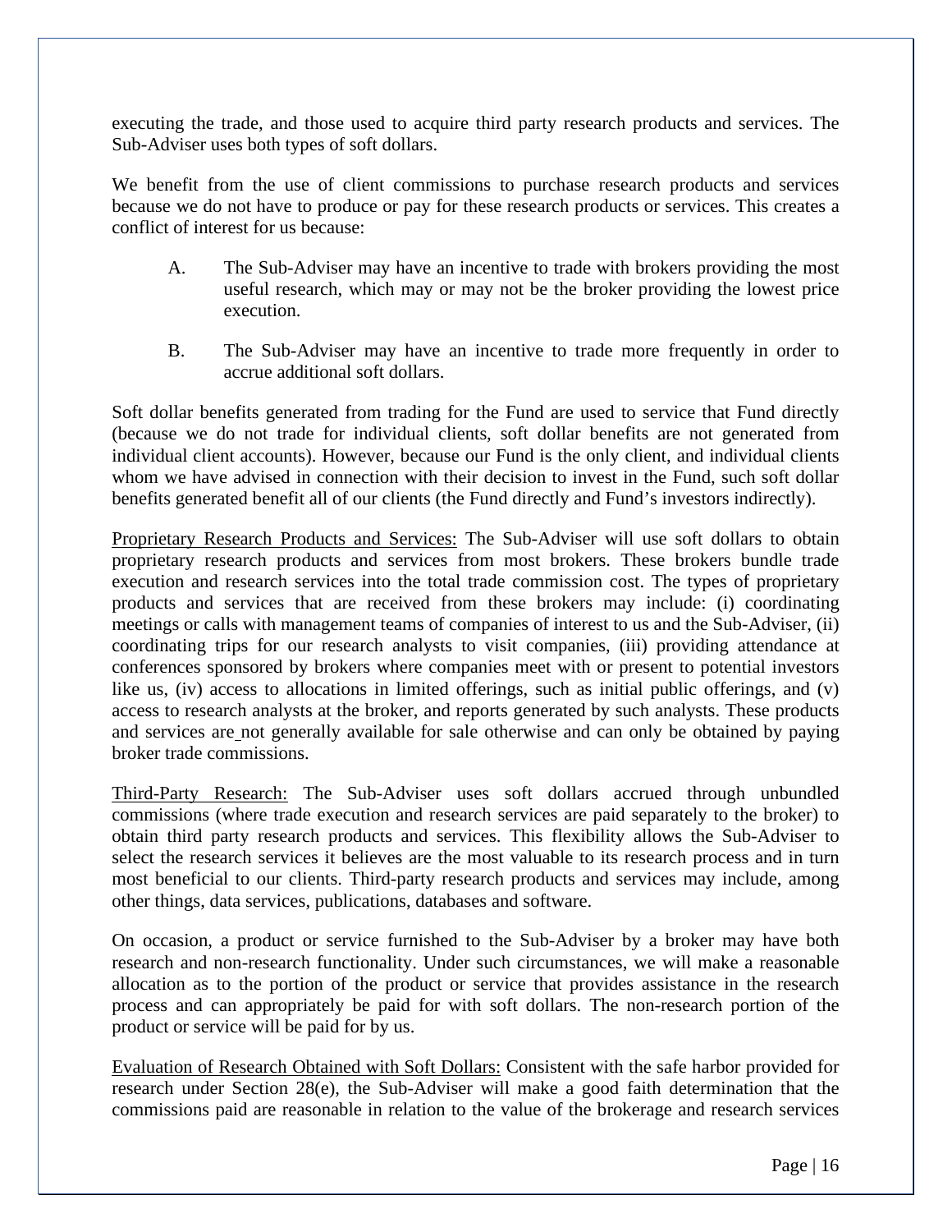executing the trade, and those used to acquire third party research products and services. The Sub-Adviser uses both types of soft dollars.

We benefit from the use of client commissions to purchase research products and services because we do not have to produce or pay for these research products or services. This creates a conflict of interest for us because:

A. The Sub-Adviser may have an incentive to trade with brokers providing the most useful research, which may or may not be the broker providing the lowest price execution.

B. The Sub-Adviser may have an incentive to trade more frequently in order to accrue additional soft dollars.

Soft dollar benefits generated from trading for the Fund are used to service that Fund directly (because we do not trade for individual clients, soft dollar benefits are not generated from individual client accounts). However, because our Fund is the only client, and individual clients whom we have advised in connection with their decision to invest in the Fund, such soft dollar benefits generated benefit all of our clients (the Fund directly and Fund's investors indirectly).

<u>Proprietary Research Products and Services:</u> The Sub-Adviser will use soft dollars to obtain proprietary research products and services from most brokers. These brokers bundle trade execution and research services into the total trade commission cost. The types of proprietary products and services that are received from these brokers may include: (i) coordinating meetings or calls with management teams of companies of interest to us and the Sub-Adviser, (ii) coordinating trips for our research analysts to visit companies, (iii) providing attendance at conferences sponsored by brokers where companies meet with or present to potential investors like us, (iv) access to allocations in limited offerings, such as initial public offerings, and (v) access to research analysts at the broker, and reports generated by such analysts. These products and services are not generally available for sale otherwise and can only be obtained by paying broker trade commissions.

<u>Third-Party Research:</u> The Sub-Adviser uses soft dollars accrued through unbundled commissions (where trade execution and research services are paid separately to the broker) to obtain third party research products and services. This flexibility allows the Sub-Adviser to select the research services it believes are the most valuable to its research process and in turn most beneficial to our clients. Third-party research products and services may include, among other things, data services, publications, databases and software.

On occasion, a product or service furnished to the Sub-Adviser by a broker may have both research and non-research functionality. Under such circumstances, we will make a reasonable allocation as to the portion of the product or service that provides assistance in the research process and can appropriately be paid for with soft dollars. The non-research portion of the product or service will be paid for by us.

<u>Evaluation of Research Obtained with Soft Dollars:</u> Consistent with the safe harbor provided for research under Section 28(e), the Sub-Adviser will make a good faith determination that the commissions paid are reasonable in relation to the value of the brokerage and research services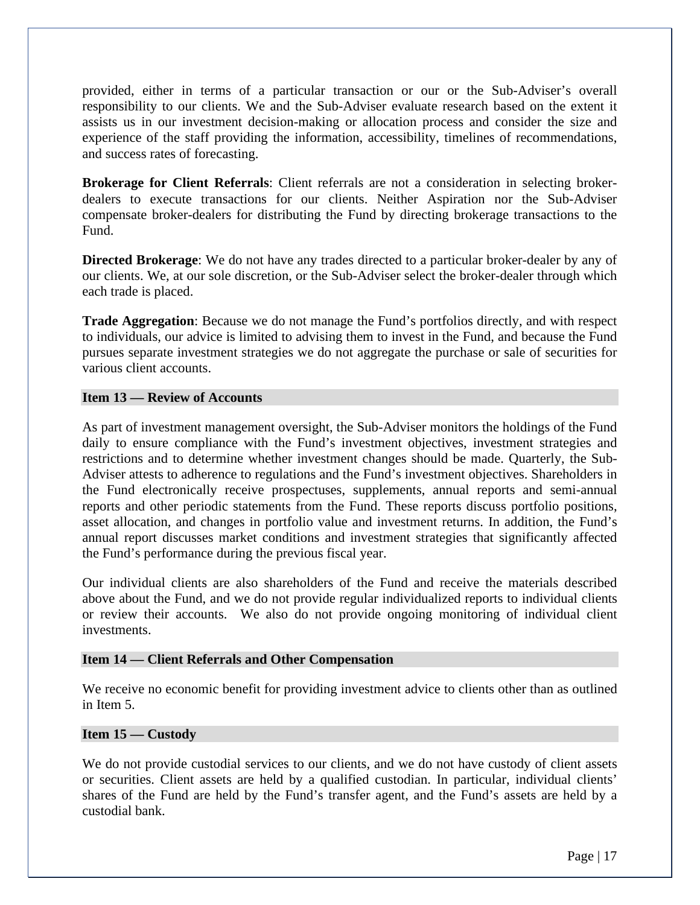provided, either in terms of a particular transaction or our or the Sub-Adviser's overall responsibility to our clients. We and the Sub-Adviser evaluate research based on the extent it assists us in our investment decision-making or allocation process and consider the size and experience of the staff providing the information, accessibility, timelines of recommendations, and success rates of forecasting.

**Brokerage for Client Referrals**: Client referrals are not a consideration in selecting broker-dealers to execute transactions for our clients. Neither Aspiration nor the Sub-Adviser compensate broker-dealers for distributing the Fund by directing brokerage transactions to the Fund.

**Directed Brokerage**: We do not have any trades directed to a particular broker-dealer by any of our clients. We, at our sole discretion, or the Sub-Adviser select the broker-dealer through which each trade is placed.

**Trade Aggregation**: Because we do not manage the Fund's portfolios directly, and with respect to individuals, our advice is limited to advising them to invest in the Fund, and because the Fund pursues separate investment strategies we do not aggregate the purchase or sale of securities for various client accounts.

## Item 13 — Review of Accounts

As part of investment management oversight, the Sub-Adviser monitors the holdings of the Fund daily to ensure compliance with the Fund's investment objectives, investment strategies and restrictions and to determine whether investment changes should be made. Quarterly, the Sub-Adviser attests to adherence to regulations and the Fund's investment objectives. Shareholders in the Fund electronically receive prospectuses, supplements, annual reports and semi-annual reports and other periodic statements from the Fund. These reports discuss portfolio positions, asset allocation, and changes in portfolio value and investment returns. In addition, the Fund's annual report discusses market conditions and investment strategies that significantly affected the Fund's performance during the previous fiscal year.

Our individual clients are also shareholders of the Fund and receive the materials described above about the Fund, and we do not provide regular individualized reports to individual clients or review their accounts. We also do not provide ongoing monitoring of individual client investments.

## Item 14 — Client Referrals and Other Compensation

We receive no economic benefit for providing investment advice to clients other than as outlined in Item 5.

## Item 15 — Custody

We do not provide custodial services to our clients, and we do not have custody of client assets or securities. Client assets are held by a qualified custodian. In particular, individual clients' shares of the Fund are held by the Fund's transfer agent, and the Fund's assets are held by a custodial bank.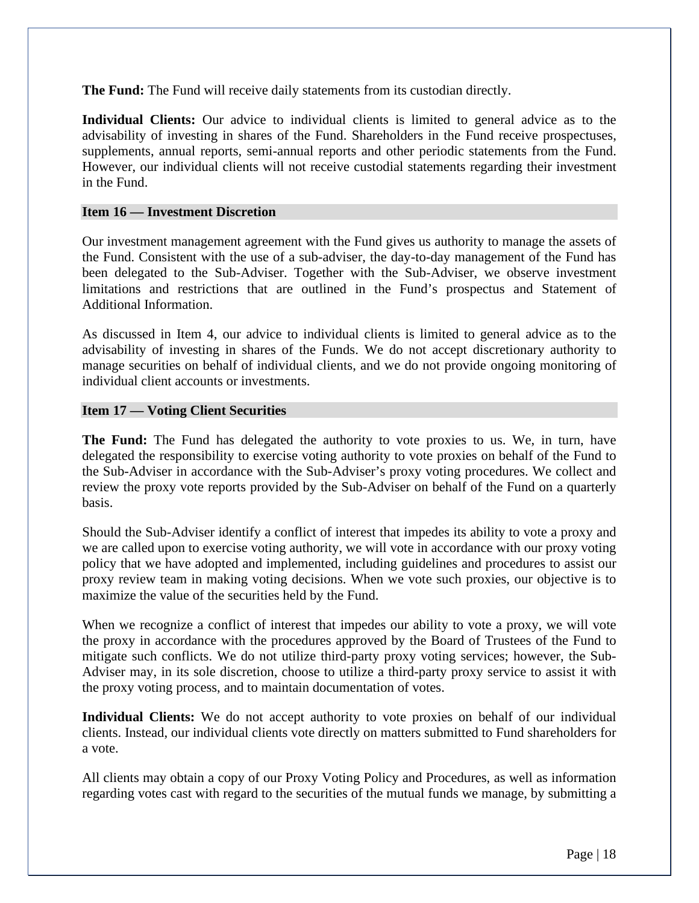**The Fund:** The Fund will receive daily statements from its custodian directly.

**Individual Clients:** Our advice to individual clients is limited to general advice as to the advisability of investing in shares of the Fund. Shareholders in the Fund receive prospectuses, supplements, annual reports, semi-annual reports and other periodic statements from the Fund. However, our individual clients will not receive custodial statements regarding their investment in the Fund.

## Item 16 — Investment Discretion

Our investment management agreement with the Fund gives us authority to manage the assets of the Fund. Consistent with the use of a sub-adviser, the day-to-day management of the Fund has been delegated to the Sub-Adviser. Together with the Sub-Adviser, we observe investment limitations and restrictions that are outlined in the Fund's prospectus and Statement of Additional Information.

As discussed in Item 4, our advice to individual clients is limited to general advice as to the advisability of investing in shares of the Funds. We do not accept discretionary authority to manage securities on behalf of individual clients, and we do not provide ongoing monitoring of individual client accounts or investments.

## Item 17 — Voting Client Securities

**The Fund:** The Fund has delegated the authority to vote proxies to us. We, in turn, have delegated the responsibility to exercise voting authority to vote proxies on behalf of the Fund to the Sub-Adviser in accordance with the Sub-Adviser's proxy voting procedures. We collect and review the proxy vote reports provided by the Sub-Adviser on behalf of the Fund on a quarterly basis.

Should the Sub-Adviser identify a conflict of interest that impedes its ability to vote a proxy and we are called upon to exercise voting authority, we will vote in accordance with our proxy voting policy that we have adopted and implemented, including guidelines and procedures to assist our proxy review team in making voting decisions. When we vote such proxies, our objective is to maximize the value of the securities held by the Fund.

When we recognize a conflict of interest that impedes our ability to vote a proxy, we will vote the proxy in accordance with the procedures approved by the Board of Trustees of the Fund to mitigate such conflicts. We do not utilize third-party proxy voting services; however, the Sub-Adviser may, in its sole discretion, choose to utilize a third-party proxy service to assist it with the proxy voting process, and to maintain documentation of votes.

**Individual Clients:** We do not accept authority to vote proxies on behalf of our individual clients. Instead, our individual clients vote directly on matters submitted to Fund shareholders for a vote.

All clients may obtain a copy of our Proxy Voting Policy and Procedures, as well as information regarding votes cast with regard to the securities of the mutual funds we manage, by submitting a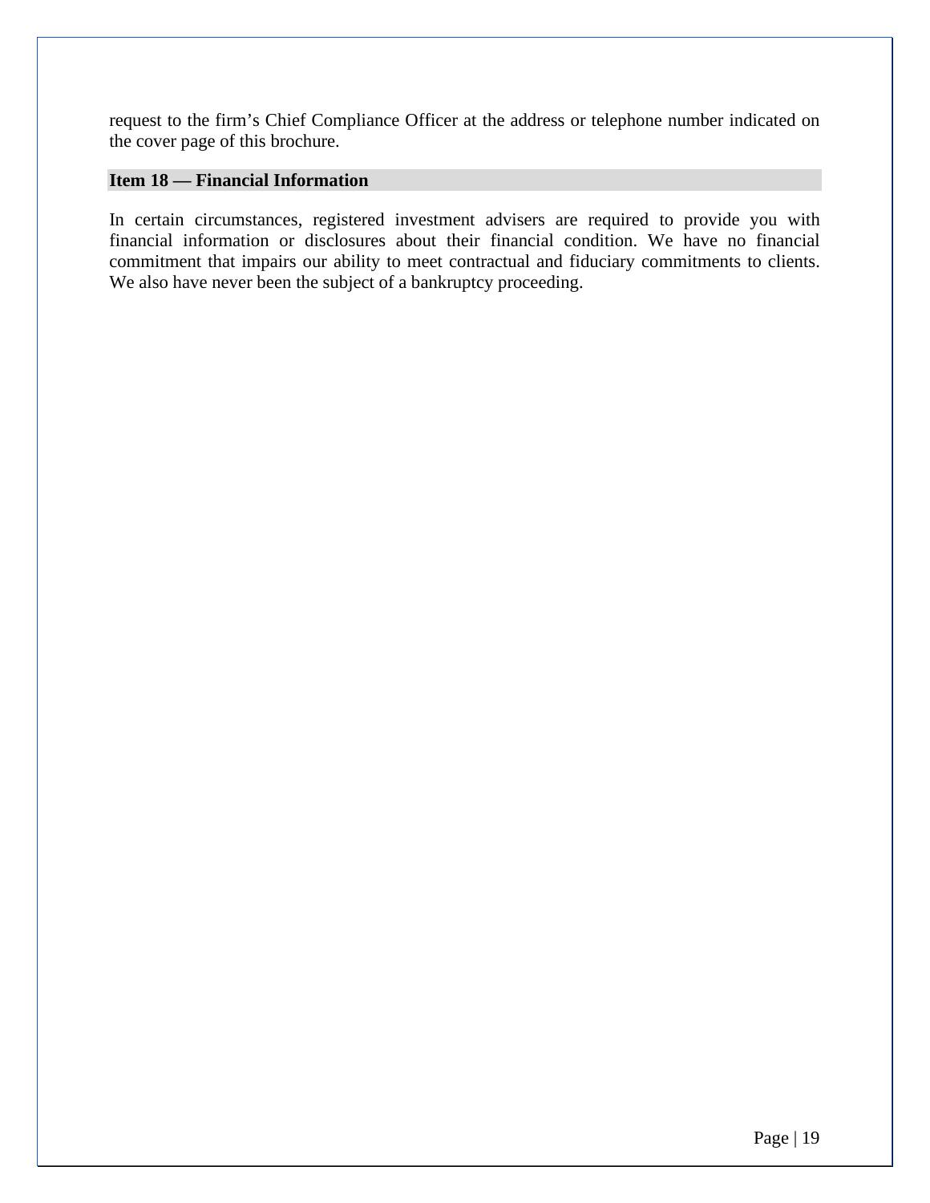request to the firm's Chief Compliance Officer at the address or telephone number indicated on the cover page of this brochure.

## Item 18 — Financial Information

In certain circumstances, registered investment advisers are required to provide you with financial information or disclosures about their financial condition. We have no financial commitment that impairs our ability to meet contractual and fiduciary commitments to clients. We also have never been the subject of a bankruptcy proceeding.